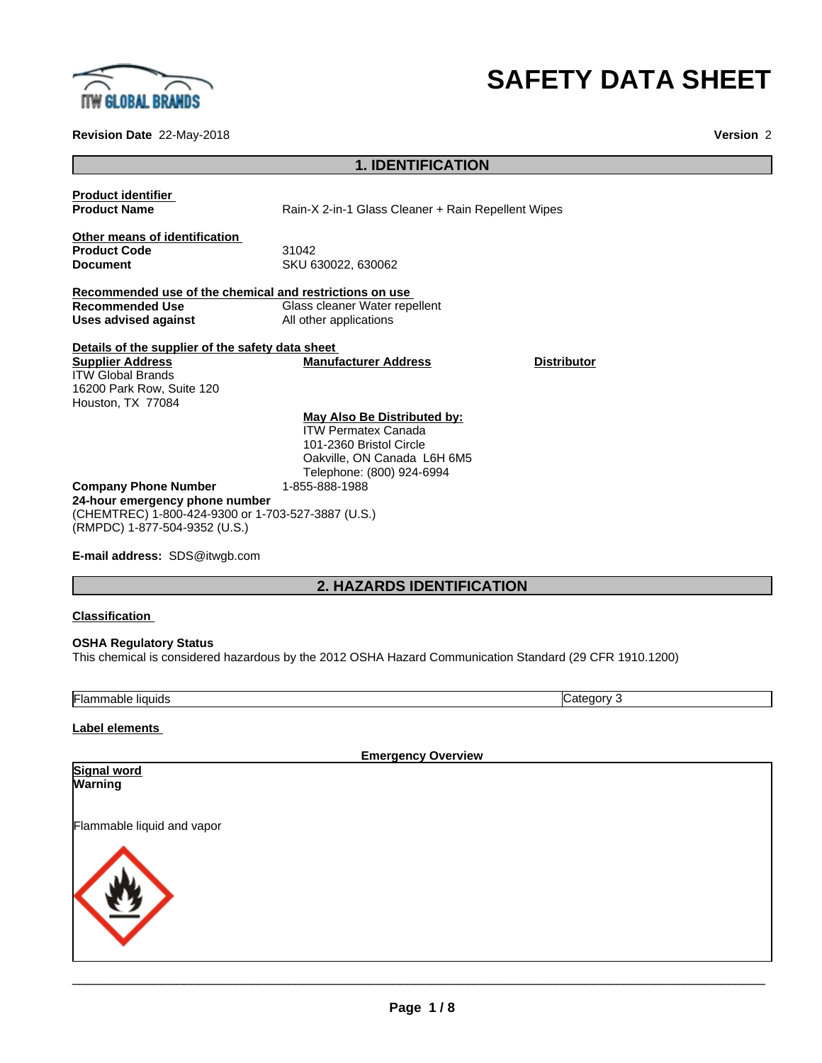# SAFETY DATA SHEET

**Revision Date** 22-May-2018 **Version** 2

## 1. IDENTIFICATION

**Product identifier**

**Product Name** Rain-X 2-in-1 Glass Cleaner + Rain Repellent Wipes

**Other means of identification**

**Product Code** 31042

**Document** SKU 630022, 630062

**Recommended use of the chemical and restrictions on use**

**Recommended Use** Glass cleaner Water repellent

**Uses advised against** All other applications

**Details of the supplier of the safety data sheet**

**Supplier Address**
ITW Global Brands
16200 Park Row, Suite 120
Houston, TX 77084

**Manufacturer Address**

**Distributor**

**May Also Be Distributed by:**
ITW Permatex Canada
101-2360 Bristol Circle
Oakville, ON Canada L6H 6M5
Telephone: (800) 924-6994

**Company Phone Number** 1-855-888-1988

**24-hour emergency phone number**
(CHEMTREC) 1-800-424-9300 or 1-703-527-3887 (U.S.)
(RMPDC) 1-877-504-9352 (U.S.)

**E-mail address:** SDS@itwgb.com

## 2. HAZARDS IDENTIFICATION

**Classification**

**OSHA Regulatory Status**
This chemical is considered hazardous by the 2012 OSHA Hazard Communication Standard (29 CFR 1910.1200)

| Flammable liquids | Category 3 |
|---|---|

**Label elements**

**Emergency Overview**

**Signal word**
**Warning**

Flammable liquid and vapor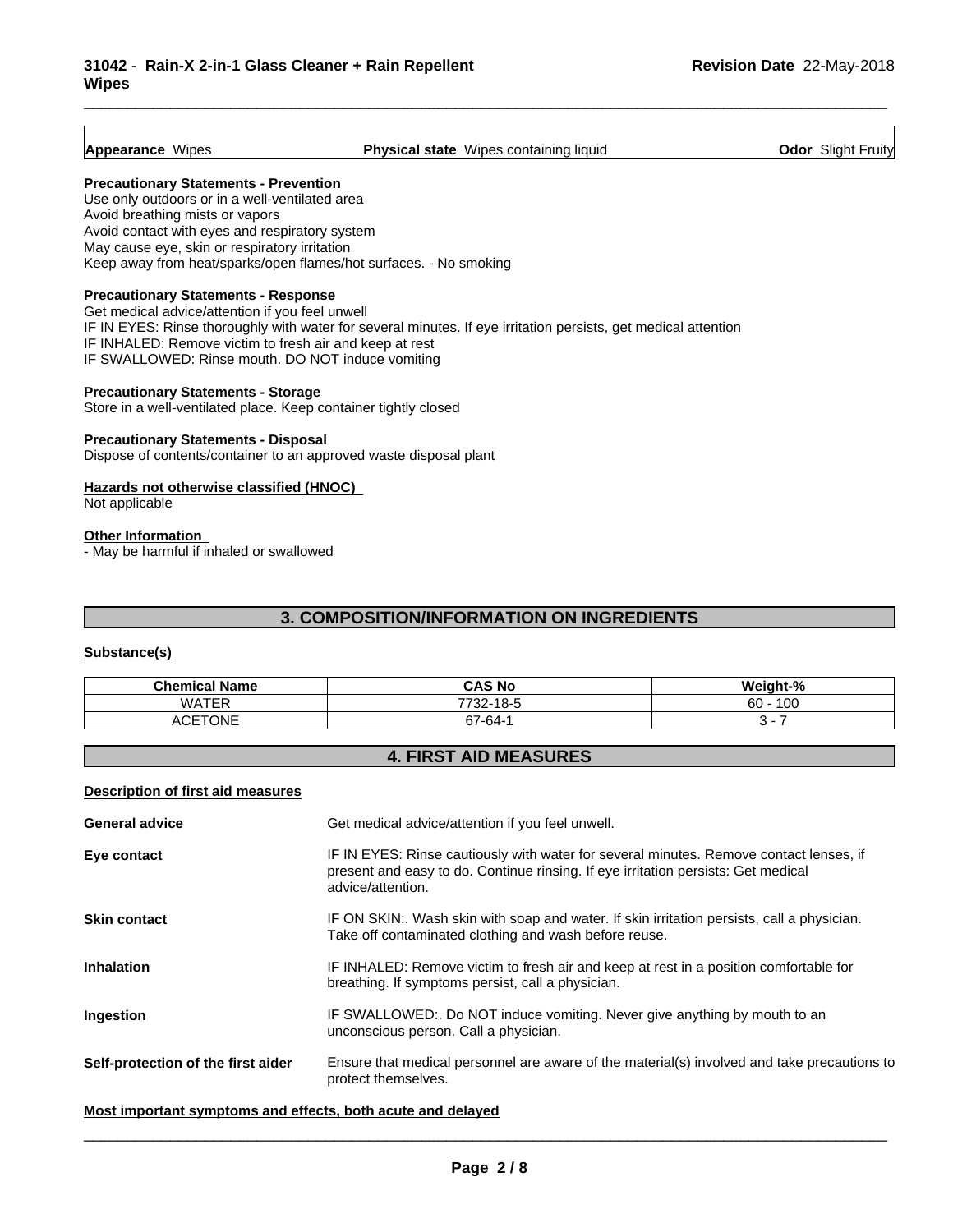| **Appearance** Wipes | **Physical state** Wipes containing liquid | **Odor** Slight Fruity |
|---|---|---|

**Precautionary Statements - Prevention**
Use only outdoors or in a well-ventilated area
Avoid breathing mists or vapors
Avoid contact with eyes and respiratory system
May cause eye, skin or respiratory irritation
Keep away from heat/sparks/open flames/hot surfaces. - No smoking

**Precautionary Statements - Response**
Get medical advice/attention if you feel unwell
IF IN EYES: Rinse thoroughly with water for several minutes. If eye irritation persists, get medical attention
IF INHALED: Remove victim to fresh air and keep at rest
IF SWALLOWED: Rinse mouth. DO NOT induce vomiting

**Precautionary Statements - Storage**
Store in a well-ventilated place. Keep container tightly closed

**Precautionary Statements - Disposal**
Dispose of contents/container to an approved waste disposal plant

**Hazards not otherwise classified (HNOC)**
Not applicable

**Other Information**
- May be harmful if inhaled or swallowed

## 3. COMPOSITION/INFORMATION ON INGREDIENTS

**Substance(s)**

| Chemical Name | CAS No | Weight-% |
|---|---|---|
| WATER | 7732-18-5 | 60 - 100 |
| ACETONE | 67-64-1 | 3 - 7 |

## 4. FIRST AID MEASURES

**Description of first aid measures**

| | |
|---|---|
| **General advice** | Get medical advice/attention if you feel unwell. |
| **Eye contact** | IF IN EYES: Rinse cautiously with water for several minutes. Remove contact lenses, if present and easy to do. Continue rinsing. If eye irritation persists: Get medical advice/attention. |
| **Skin contact** | IF ON SKIN:. Wash skin with soap and water. If skin irritation persists, call a physician. Take off contaminated clothing and wash before reuse. |
| **Inhalation** | IF INHALED: Remove victim to fresh air and keep at rest in a position comfortable for breathing. If symptoms persist, call a physician. |
| **Ingestion** | IF SWALLOWED:. Do NOT induce vomiting. Never give anything by mouth to an unconscious person. Call a physician. |
| **Self-protection of the first aider** | Ensure that medical personnel are aware of the material(s) involved and take precautions to protect themselves. |

**Most important symptoms and effects, both acute and delayed**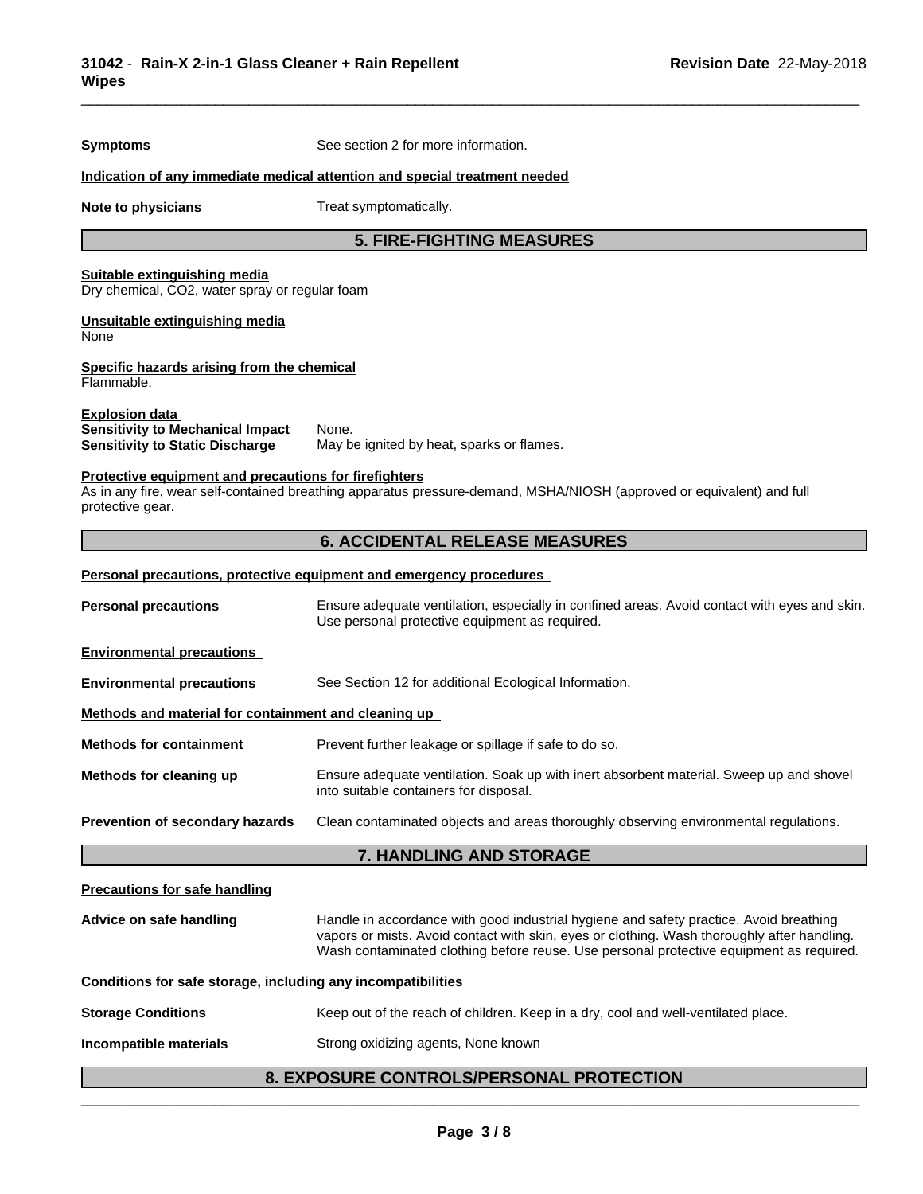**Symptoms** See section 2 for more information.

**Indication of any immediate medical attention and special treatment needed**

**Note to physicians** Treat symptomatically.

## 5. FIRE-FIGHTING MEASURES

**Suitable extinguishing media**
Dry chemical, CO2, water spray or regular foam

**Unsuitable extinguishing media**
None

**Specific hazards arising from the chemical**
Flammable.

**Explosion data**
**Sensitivity to Mechanical Impact** None.
**Sensitivity to Static Discharge** May be ignited by heat, sparks or flames.

**Protective equipment and precautions for firefighters**
As in any fire, wear self-contained breathing apparatus pressure-demand, MSHA/NIOSH (approved or equivalent) and full protective gear.

## 6. ACCIDENTAL RELEASE MEASURES

**Personal precautions, protective equipment and emergency procedures**

**Personal precautions** Ensure adequate ventilation, especially in confined areas. Avoid contact with eyes and skin. Use personal protective equipment as required.

**Environmental precautions**

**Environmental precautions** See Section 12 for additional Ecological Information.

**Methods and material for containment and cleaning up**

**Methods for containment** Prevent further leakage or spillage if safe to do so.

**Methods for cleaning up** Ensure adequate ventilation. Soak up with inert absorbent material. Sweep up and shovel into suitable containers for disposal.

**Prevention of secondary hazards** Clean contaminated objects and areas thoroughly observing environmental regulations.

## 7. HANDLING AND STORAGE

**Precautions for safe handling**

**Advice on safe handling** Handle in accordance with good industrial hygiene and safety practice. Avoid breathing vapors or mists. Avoid contact with skin, eyes or clothing. Wash thoroughly after handling. Wash contaminated clothing before reuse. Use personal protective equipment as required.

**Conditions for safe storage, including any incompatibilities**

**Storage Conditions** Keep out of the reach of children. Keep in a dry, cool and well-ventilated place.

**Incompatible materials** Strong oxidizing agents, None known

## 8. EXPOSURE CONTROLS/PERSONAL PROTECTION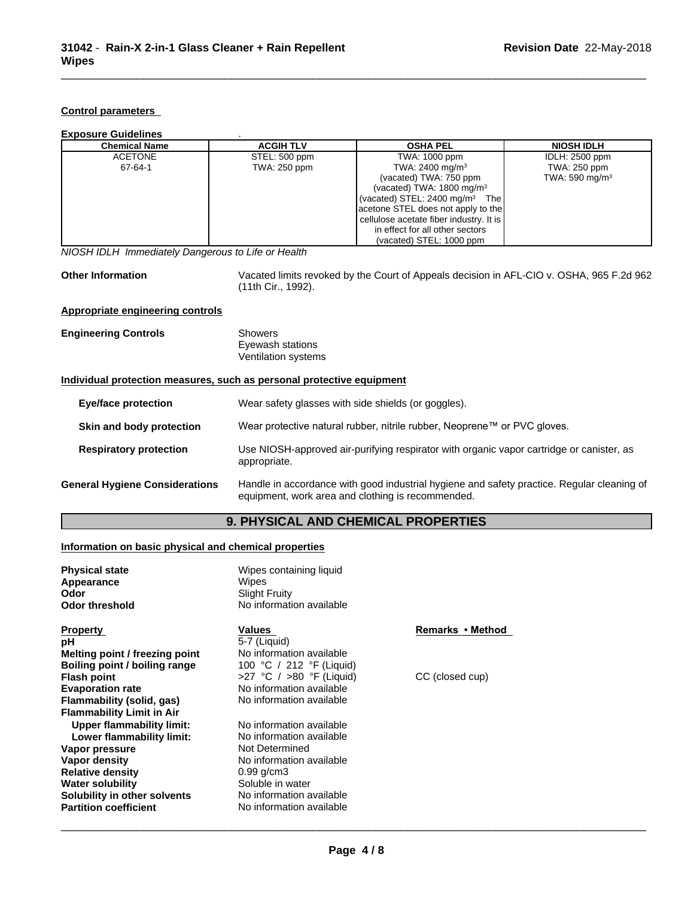**Control parameters**

**Exposure Guidelines** .

| Chemical Name | ACGIH TLV | OSHA PEL | NIOSH IDLH |
|---|---|---|---|
| ACETONE<br>67-64-1 | STEL: 500 ppm<br>TWA: 250 ppm | TWA: 1000 ppm<br>TWA: 2400 mg/m³<br>(vacated) TWA: 750 ppm<br>(vacated) TWA: 1800 mg/m³<br>(vacated) STEL: 2400 mg/m³ The acetone STEL does not apply to the cellulose acetate fiber industry. It is in effect for all other sectors<br>(vacated) STEL: 1000 ppm | IDLH: 2500 ppm<br>TWA: 250 ppm<br>TWA: 590 mg/m³ |

*NIOSH IDLH Immediately Dangerous to Life or Health*

**Other Information** Vacated limits revoked by the Court of Appeals decision in AFL-CIO v. OSHA, 965 F.2d 962 (11th Cir., 1992).

**Appropriate engineering controls**

**Engineering Controls** Showers
Eyewash stations
Ventilation systems

**Individual protection measures, such as personal protective equipment**

**Eye/face protection** Wear safety glasses with side shields (or goggles).

**Skin and body protection** Wear protective natural rubber, nitrile rubber, Neoprene™ or PVC gloves.

**Respiratory protection** Use NIOSH-approved air-purifying respirator with organic vapor cartridge or canister, as appropriate.

**General Hygiene Considerations** Handle in accordance with good industrial hygiene and safety practice. Regular cleaning of equipment, work area and clothing is recommended.

## 9. PHYSICAL AND CHEMICAL PROPERTIES

**Information on basic physical and chemical properties**

**Physical state** Wipes containing liquid
**Appearance** Wipes
**Odor** Slight Fruity
**Odor threshold** No information available

| Property | Values | Remarks • Method |
|---|---|---|
| **pH** | 5-7 (Liquid) | |
| **Melting point / freezing point** | No information available | |
| **Boiling point / boiling range** | 100 °C / 212 °F (Liquid) | |
| **Flash point** | >27 °C / >80 °F (Liquid) | CC (closed cup) |
| **Evaporation rate** | No information available | |
| **Flammability (solid, gas)** | No information available | |
| **Flammability Limit in Air** | | |
| **Upper flammability limit:** | No information available | |
| **Lower flammability limit:** | No information available | |
| **Vapor pressure** | Not Determined | |
| **Vapor density** | No information available | |
| **Relative density** | 0.99 g/cm3 | |
| **Water solubility** | Soluble in water | |
| **Solubility in other solvents** | No information available | |
| **Partition coefficient** | No information available | |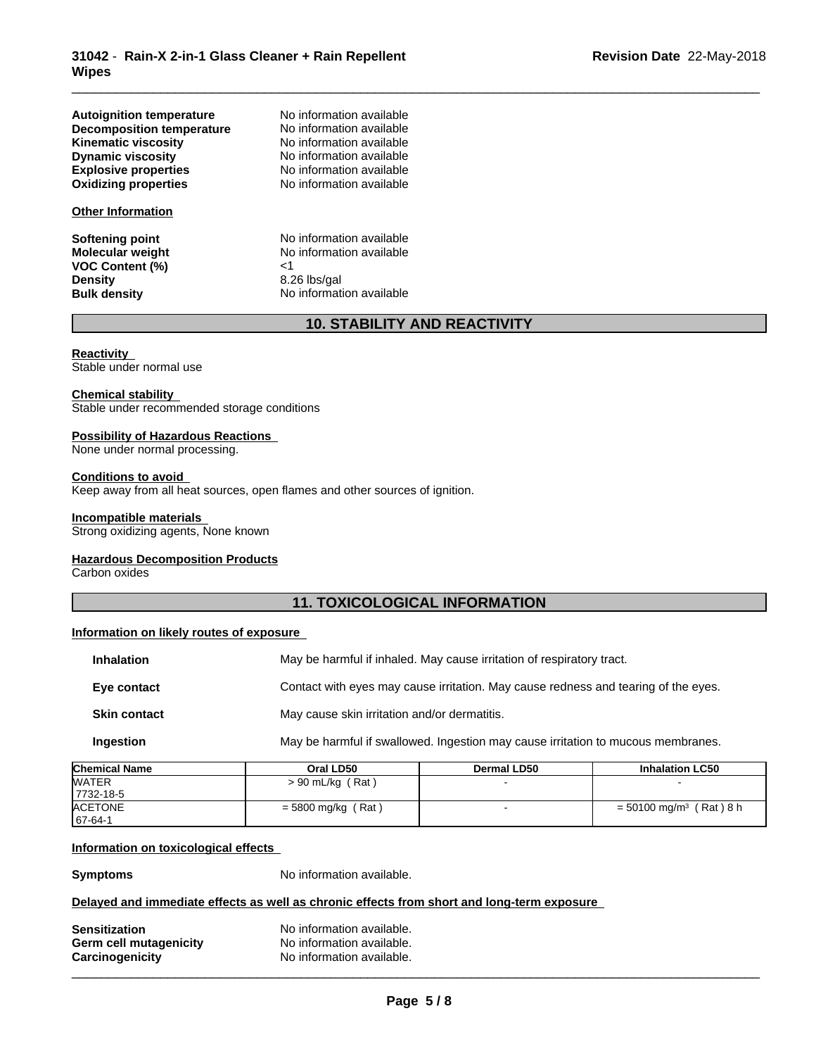| | |
|---|---|
| **Autoignition temperature** | No information available |
| **Decomposition temperature** | No information available |
| **Kinematic viscosity** | No information available |
| **Dynamic viscosity** | No information available |
| **Explosive properties** | No information available |
| **Oxidizing properties** | No information available |

**Other Information**

| | |
|---|---|
| **Softening point** | No information available |
| **Molecular weight** | No information available |
| **VOC Content (%)** | <1 |
| **Density** | 8.26 lbs/gal |
| **Bulk density** | No information available |

## 10. STABILITY AND REACTIVITY

**Reactivity**
Stable under normal use

**Chemical stability**
Stable under recommended storage conditions

**Possibility of Hazardous Reactions**
None under normal processing.

**Conditions to avoid**
Keep away from all heat sources, open flames and other sources of ignition.

**Incompatible materials**
Strong oxidizing agents, None known

**Hazardous Decomposition Products**
Carbon oxides

## 11. TOXICOLOGICAL INFORMATION

**Information on likely routes of exposure**

| | |
|---|---|
| **Inhalation** | May be harmful if inhaled. May cause irritation of respiratory tract. |
| **Eye contact** | Contact with eyes may cause irritation. May cause redness and tearing of the eyes. |
| **Skin contact** | May cause skin irritation and/or dermatitis. |
| **Ingestion** | May be harmful if swallowed. Ingestion may cause irritation to mucous membranes. |

| Chemical Name | Oral LD50 | Dermal LD50 | Inhalation LC50 |
|---|---|---|---|
| WATER 7732-18-5 | > 90 mL/kg ( Rat ) | - | - |
| ACETONE 67-64-1 | = 5800 mg/kg ( Rat ) | - | = 50100 mg/m³ ( Rat ) 8 h |

**Information on toxicological effects**

| | |
|---|---|
| **Symptoms** | No information available. |

**Delayed and immediate effects as well as chronic effects from short and long-term exposure**

| | |
|---|---|
| **Sensitization** | No information available. |
| **Germ cell mutagenicity** | No information available. |
| **Carcinogenicity** | No information available. |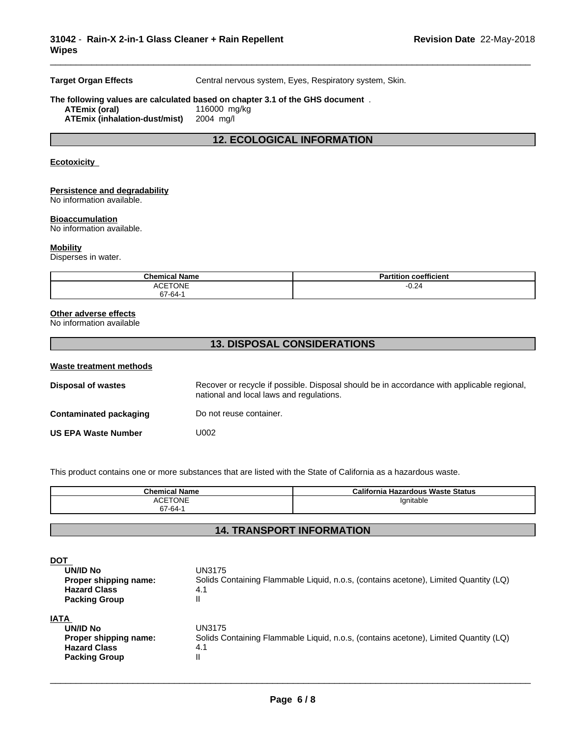**Target Organ Effects** Central nervous system, Eyes, Respiratory system, Skin.

**The following values are calculated based on chapter 3.1 of the GHS document** .

**ATEmix (oral)** 116000 mg/kg
**ATEmix (inhalation-dust/mist)** 2004 mg/l

## 12. ECOLOGICAL INFORMATION

**Ecotoxicity**

**Persistence and degradability**
No information available.

**Bioaccumulation**
No information available.

**Mobility**
Disperses in water.

| Chemical Name | Partition coefficient |
|---|---|
| ACETONE 67-64-1 | -0.24 |

**Other adverse effects**
No information available

## 13. DISPOSAL CONSIDERATIONS

**Waste treatment methods**

**Disposal of wastes** Recover or recycle if possible. Disposal should be in accordance with applicable regional, national and local laws and regulations.

**Contaminated packaging** Do not reuse container.

**US EPA Waste Number** U002

This product contains one or more substances that are listed with the State of California as a hazardous waste.

| Chemical Name | California Hazardous Waste Status |
|---|---|
| ACETONE 67-64-1 | Ignitable |

## 14. TRANSPORT INFORMATION

**DOT**

**UN/ID No** UN3175
**Proper shipping name:** Solids Containing Flammable Liquid, n.o.s, (contains acetone), Limited Quantity (LQ)
**Hazard Class** 4.1
**Packing Group** II

**IATA**

**UN/ID No** UN3175
**Proper shipping name:** Solids Containing Flammable Liquid, n.o.s, (contains acetone), Limited Quantity (LQ)
**Hazard Class** 4.1
**Packing Group** II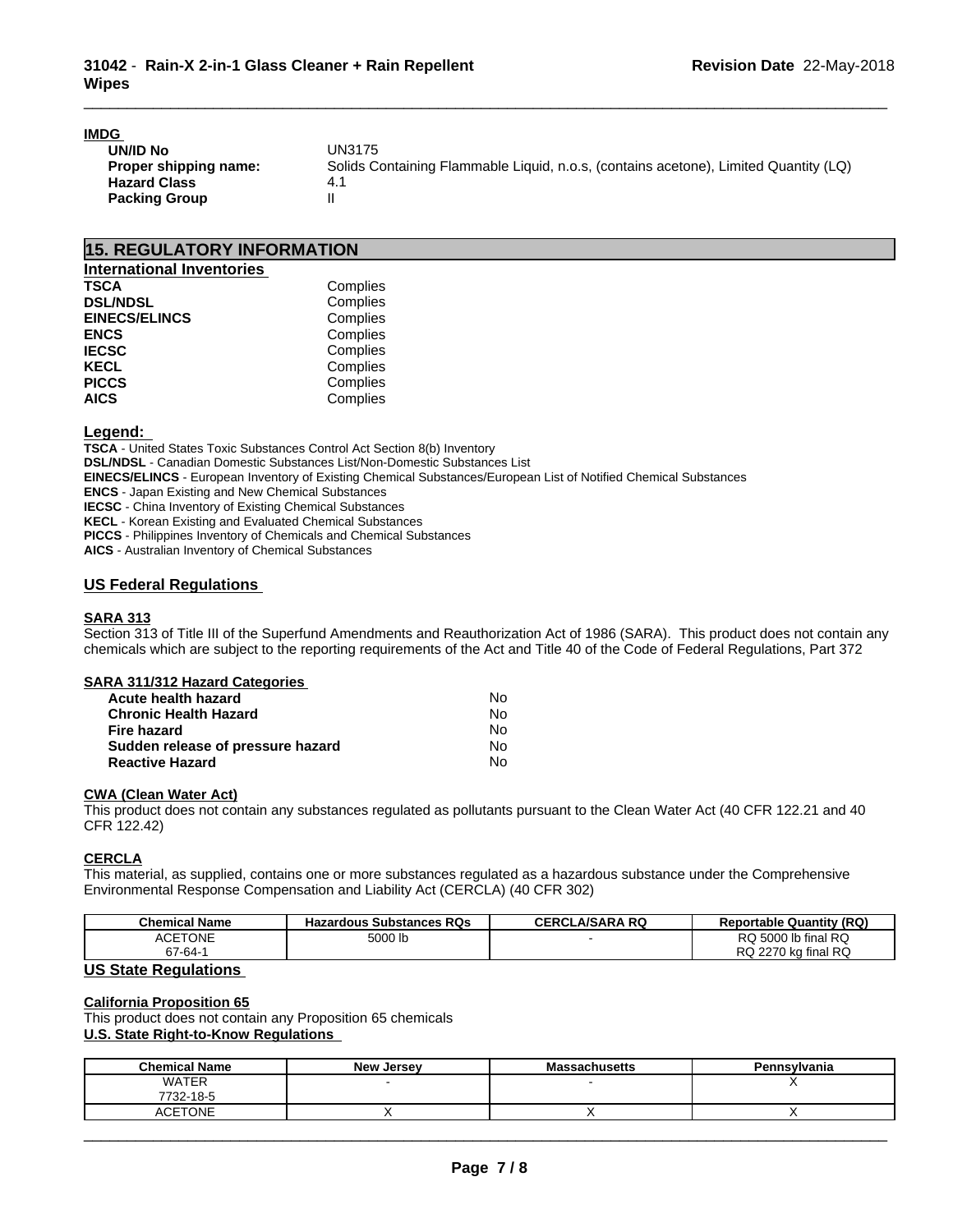**IMDG**

| | |
|---|---|
| **UN/ID No** | UN3175 |
| **Proper shipping name:** | Solids Containing Flammable Liquid, n.o.s, (contains acetone), Limited Quantity (LQ) |
| **Hazard Class** | 4.1 |
| **Packing Group** | II |

## 15. REGULATORY INFORMATION

**International Inventories**

| | |
|---|---|
| **TSCA** | Complies |
| **DSL/NDSL** | Complies |
| **EINECS/ELINCS** | Complies |
| **ENCS** | Complies |
| **IECSC** | Complies |
| **KECL** | Complies |
| **PICCS** | Complies |
| **AICS** | Complies |

**Legend:**

**TSCA** - United States Toxic Substances Control Act Section 8(b) Inventory
**DSL/NDSL** - Canadian Domestic Substances List/Non-Domestic Substances List
**EINECS/ELINCS** - European Inventory of Existing Chemical Substances/European List of Notified Chemical Substances
**ENCS** - Japan Existing and New Chemical Substances
**IECSC** - China Inventory of Existing Chemical Substances
**KECL** - Korean Existing and Evaluated Chemical Substances
**PICCS** - Philippines Inventory of Chemicals and Chemical Substances
**AICS** - Australian Inventory of Chemical Substances

### US Federal Regulations

**SARA 313**

Section 313 of Title III of the Superfund Amendments and Reauthorization Act of 1986 (SARA). This product does not contain any chemicals which are subject to the reporting requirements of the Act and Title 40 of the Code of Federal Regulations, Part 372

**SARA 311/312 Hazard Categories**

| | |
|---|---|
| **Acute health hazard** | No |
| **Chronic Health Hazard** | No |
| **Fire hazard** | No |
| **Sudden release of pressure hazard** | No |
| **Reactive Hazard** | No |

**CWA (Clean Water Act)**

This product does not contain any substances regulated as pollutants pursuant to the Clean Water Act (40 CFR 122.21 and 40 CFR 122.42)

**CERCLA**

This material, as supplied, contains one or more substances regulated as a hazardous substance under the Comprehensive Environmental Response Compensation and Liability Act (CERCLA) (40 CFR 302)

| Chemical Name | Hazardous Substances RQs | CERCLA/SARA RQ | Reportable Quantity (RQ) |
|---|---|---|---|
| ACETONE<br>67-64-1 | 5000 lb | - | RQ 5000 lb final RQ<br>RQ 2270 kg final RQ |

### US State Regulations

**California Proposition 65**

This product does not contain any Proposition 65 chemicals

**U.S. State Right-to-Know Regulations**

| Chemical Name | New Jersey | Massachusetts | Pennsylvania |
|---|---|---|---|
| WATER<br>7732-18-5 | - | - | X |
| ACETONE | X | X | X |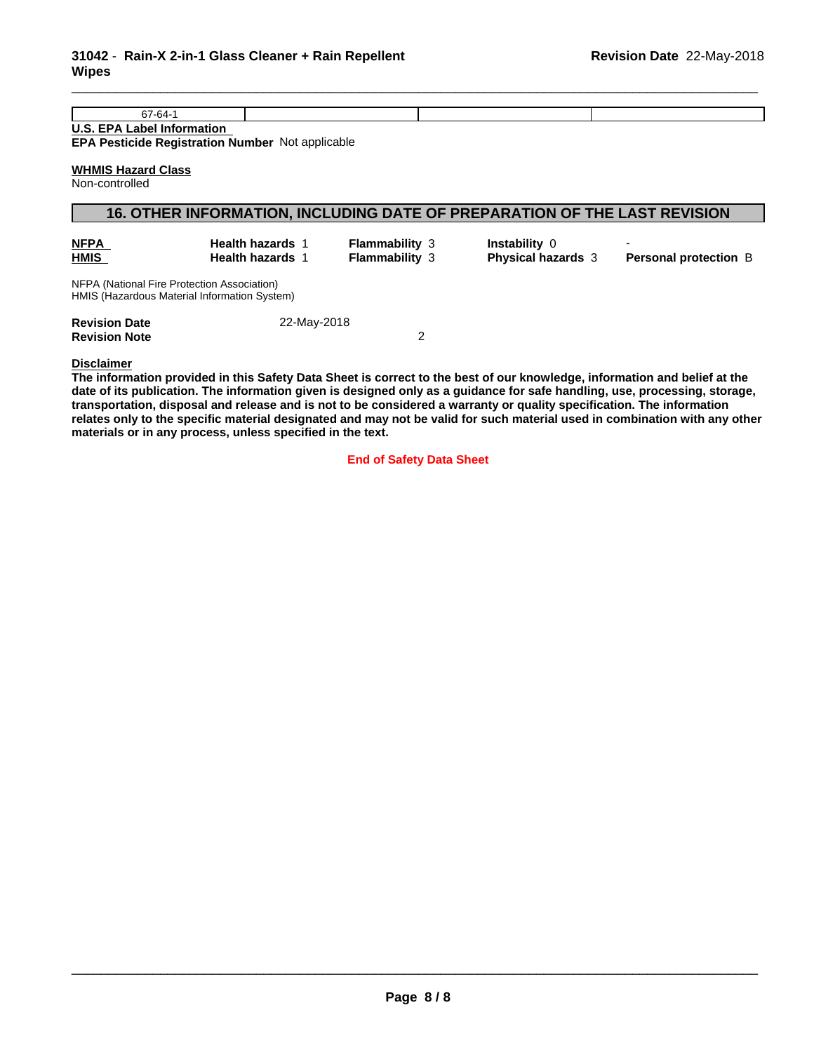| | | | |
|---|---|---|---|
| 67-64-1 | | | |

**U.S. EPA Label Information**

**EPA Pesticide Registration Number** Not applicable

**WHMIS Hazard Class**

Non-controlled

## 16. OTHER INFORMATION, INCLUDING DATE OF PREPARATION OF THE LAST REVISION

| | | | | |
|---|---|---|---|---|
| **NFPA** | **Health hazards** 1 | **Flammability** 3 | **Instability** 0 | - |
| **HMIS** | **Health hazards** 1 | **Flammability** 3 | **Physical hazards** 3 | **Personal protection** B |

NFPA (National Fire Protection Association)
HMIS (Hazardous Material Information System)

**Revision Date** 22-May-2018
**Revision Note** 2

**Disclaimer**

**The information provided in this Safety Data Sheet is correct to the best of our knowledge, information and belief at the date of its publication. The information given is designed only as a guidance for safe handling, use, processing, storage, transportation, disposal and release and is not to be considered a warranty or quality specification. The information relates only to the specific material designated and may not be valid for such material used in combination with any other materials or in any process, unless specified in the text.**

**End of Safety Data Sheet**